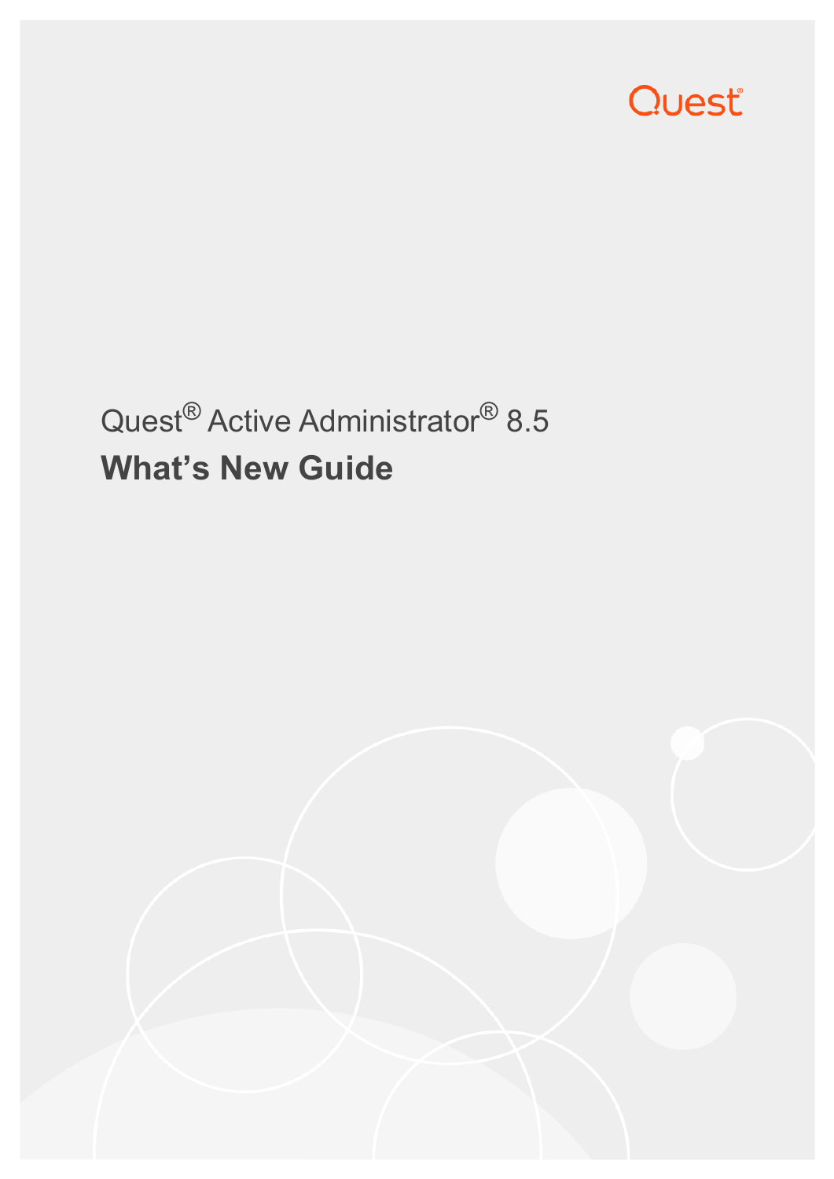Quest

# Quest® Active Administrator® 8.5

## What's New Guide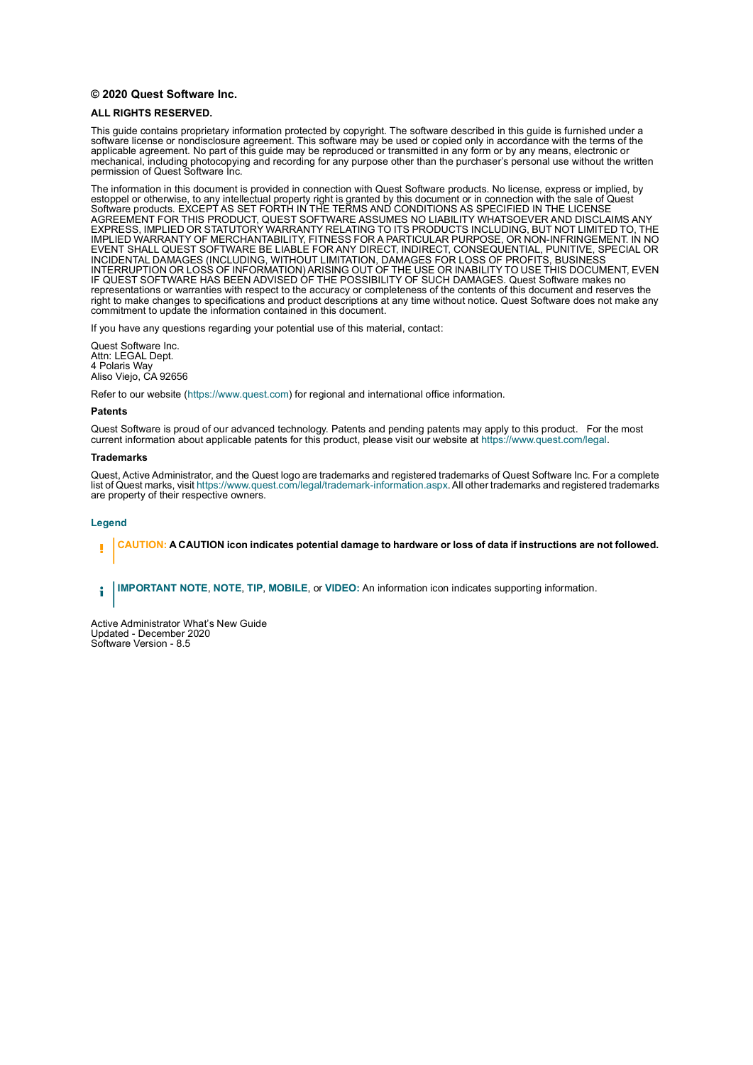**© 2020 Quest Software Inc.**

**ALL RIGHTS RESERVED.**

This guide contains proprietary information protected by copyright. The software described in this guide is furnished under a software license or nondisclosure agreement. This software may be used or copied only in accordance with the terms of the applicable agreement. No part of this guide may be reproduced or transmitted in any form or by any means, electronic or mechanical, including photocopying and recording for any purpose other than the purchaser's personal use without the written permission of Quest Software Inc.

The information in this document is provided in connection with Quest Software products. No license, express or implied, by estoppel or otherwise, to any intellectual property right is granted by this document or in connection with the sale of Quest Software products. EXCEPT AS SET FORTH IN THE TERMS AND CONDITIONS AS SPECIFIED IN THE LICENSE AGREEMENT FOR THIS PRODUCT, QUEST SOFTWARE ASSUMES NO LIABILITY WHATSOEVER AND DISCLAIMS ANY EXPRESS, IMPLIED OR STATUTORY WARRANTY RELATING TO ITS PRODUCTS INCLUDING, BUT NOT LIMITED TO, THE IMPLIED WARRANTY OF MERCHANTABILITY, FITNESS FOR A PARTICULAR PURPOSE, OR NON-INFRINGEMENT. IN NO EVENT SHALL QUEST SOFTWARE BE LIABLE FOR ANY DIRECT, INDIRECT, CONSEQUENTIAL, PUNITIVE, SPECIAL OR INCIDENTAL DAMAGES (INCLUDING, WITHOUT LIMITATION, DAMAGES FOR LOSS OF PROFITS, BUSINESS INTERRUPTION OR LOSS OF INFORMATION) ARISING OUT OF THE USE OR INABILITY TO USE THIS DOCUMENT, EVEN IF QUEST SOFTWARE HAS BEEN ADVISED OF THE POSSIBILITY OF SUCH DAMAGES. Quest Software makes no representations or warranties with respect to the accuracy or completeness of the contents of this document and reserves the right to make changes to specifications and product descriptions at any time without notice. Quest Software does not make any commitment to update the information contained in this document.

If you have any questions regarding your potential use of this material, contact:

Quest Software Inc.
Attn: LEGAL Dept.
4 Polaris Way
Aliso Viejo, CA 92656

Refer to our website (https://www.quest.com) for regional and international office information.

**Patents**

Quest Software is proud of our advanced technology. Patents and pending patents may apply to this product. For the most current information about applicable patents for this product, please visit our website at https://www.quest.com/legal.

**Trademarks**

Quest, Active Administrator, and the Quest logo are trademarks and registered trademarks of Quest Software Inc. For a complete list of Quest marks, visit https://www.quest.com/legal/trademark-information.aspx. All other trademarks and registered trademarks are property of their respective owners.

**Legend**

**CAUTION: A CAUTION icon indicates potential damage to hardware or loss of data if instructions are not followed.**

**IMPORTANT NOTE**, **NOTE**, **TIP**, **MOBILE**, or **VIDEO:** An information icon indicates supporting information.

Active Administrator What's New Guide
Updated - December 2020
Software Version - 8.5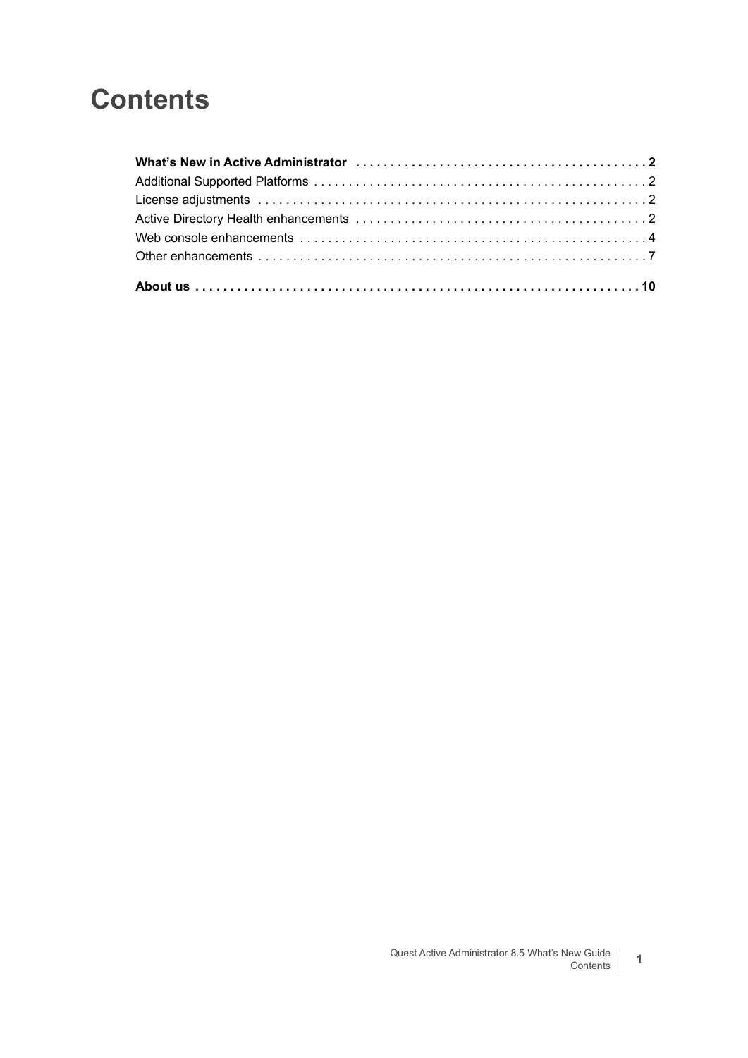# Contents

**What's New in Active Administrator . . . . . . . . . . . . . . . . . . . . . . . . . . . . . . . . . . . . . . . . . . 2**

Additional Supported Platforms . . . . . . . . . . . . . . . . . . . . . . . . . . . . . . . . . . . . . . . . . . . . . . . . 2

License adjustments . . . . . . . . . . . . . . . . . . . . . . . . . . . . . . . . . . . . . . . . . . . . . . . . . . . . . . . . 2

Active Directory Health enhancements . . . . . . . . . . . . . . . . . . . . . . . . . . . . . . . . . . . . . . . . . . 2

Web console enhancements . . . . . . . . . . . . . . . . . . . . . . . . . . . . . . . . . . . . . . . . . . . . . . . . . . 4

Other enhancements . . . . . . . . . . . . . . . . . . . . . . . . . . . . . . . . . . . . . . . . . . . . . . . . . . . . . . . . 7

**About us . . . . . . . . . . . . . . . . . . . . . . . . . . . . . . . . . . . . . . . . . . . . . . . . . . . . . . . . . . . . . . . . 10**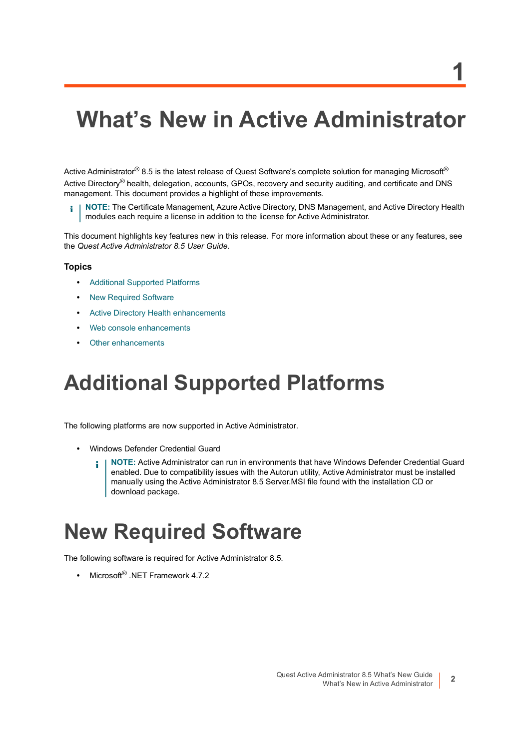# 1

# What's New in Active Administrator

Active Administrator® 8.5 is the latest release of Quest Software's complete solution for managing Microsoft® Active Directory® health, delegation, accounts, GPOs, recovery and security auditing, and certificate and DNS management. This document provides a highlight of these improvements.

> **NOTE:** The Certificate Management, Azure Active Directory, DNS Management, and Active Directory Health modules each require a license in addition to the license for Active Administrator.

This document highlights key features new in this release. For more information about these or any features, see the *Quest Active Administrator 8.5 User Guide*.

### Topics

- Additional Supported Platforms
- New Required Software
- Active Directory Health enhancements
- Web console enhancements
- Other enhancements

## Additional Supported Platforms

The following platforms are now supported in Active Administrator.

- Windows Defender Credential Guard

  > **NOTE:** Active Administrator can run in environments that have Windows Defender Credential Guard enabled. Due to compatibility issues with the Autorun utility, Active Administrator must be installed manually using the Active Administrator 8.5 Server.MSI file found with the installation CD or download package.

## New Required Software

The following software is required for Active Administrator 8.5.

- Microsoft® .NET Framework 4.7.2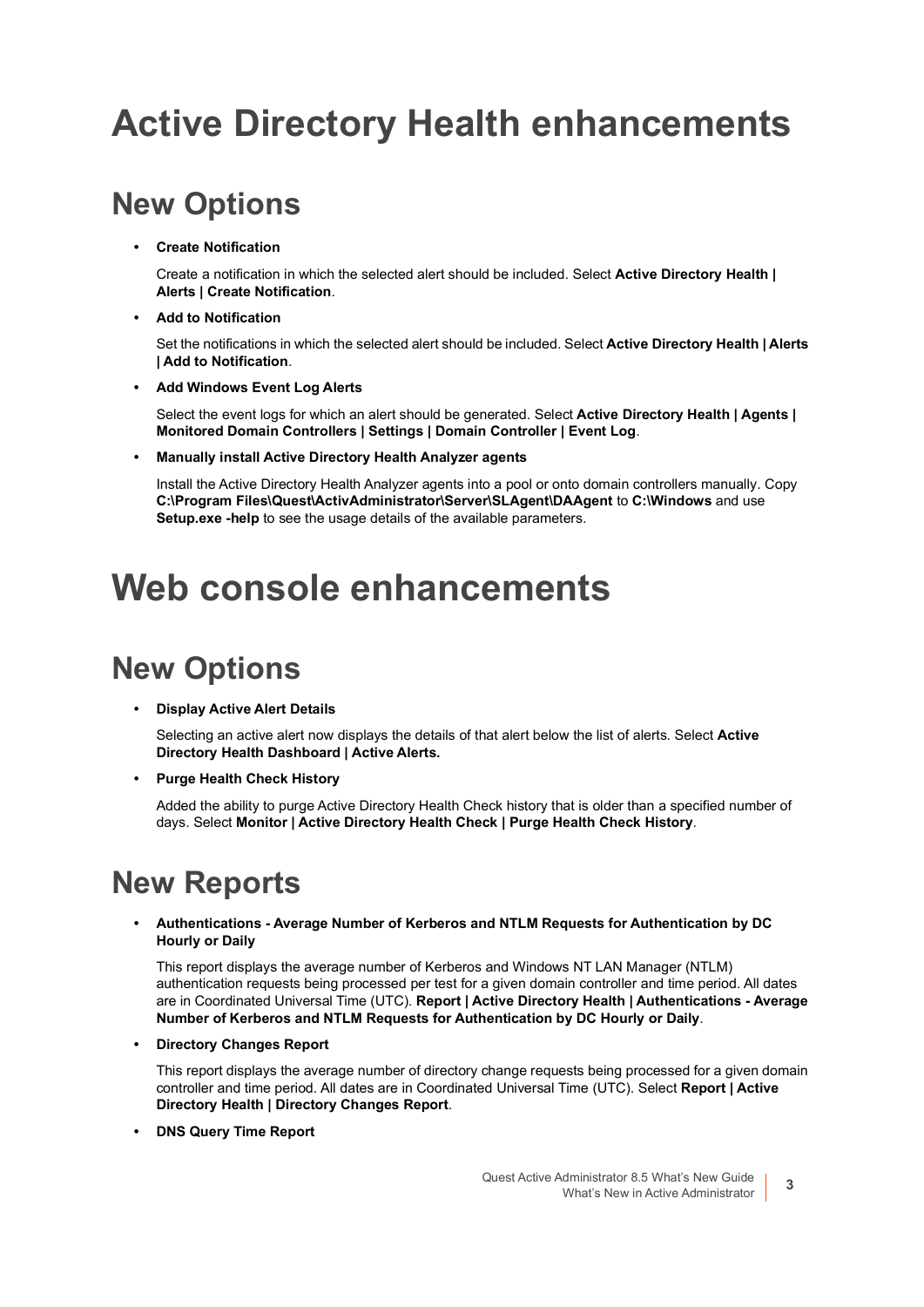# Active Directory Health enhancements

## New Options

- **Create Notification**

  Create a notification in which the selected alert should be included. Select **Active Directory Health | Alerts | Create Notification**.

- **Add to Notification**

  Set the notifications in which the selected alert should be included. Select **Active Directory Health | Alerts | Add to Notification**.

- **Add Windows Event Log Alerts**

  Select the event logs for which an alert should be generated. Select **Active Directory Health | Agents | Monitored Domain Controllers | Settings | Domain Controller | Event Log**.

- **Manually install Active Directory Health Analyzer agents**

  Install the Active Directory Health Analyzer agents into a pool or onto domain controllers manually. Copy **C:\Program Files\Quest\ActivAdministrator\Server\SLAgent\DAAgent** to **C:\Windows** and use **Setup.exe -help** to see the usage details of the available parameters.

# Web console enhancements

## New Options

- **Display Active Alert Details**

  Selecting an active alert now displays the details of that alert below the list of alerts. Select **Active Directory Health Dashboard | Active Alerts.**

- **Purge Health Check History**

  Added the ability to purge Active Directory Health Check history that is older than a specified number of days. Select **Monitor | Active Directory Health Check | Purge Health Check History**.

## New Reports

- **Authentications - Average Number of Kerberos and NTLM Requests for Authentication by DC Hourly or Daily**

  This report displays the average number of Kerberos and Windows NT LAN Manager (NTLM) authentication requests being processed per test for a given domain controller and time period. All dates are in Coordinated Universal Time (UTC). **Report | Active Directory Health | Authentications - Average Number of Kerberos and NTLM Requests for Authentication by DC Hourly or Daily**.

- **Directory Changes Report**

  This report displays the average number of directory change requests being processed for a given domain controller and time period. All dates are in Coordinated Universal Time (UTC). Select **Report | Active Directory Health | Directory Changes Report**.

- **DNS Query Time Report**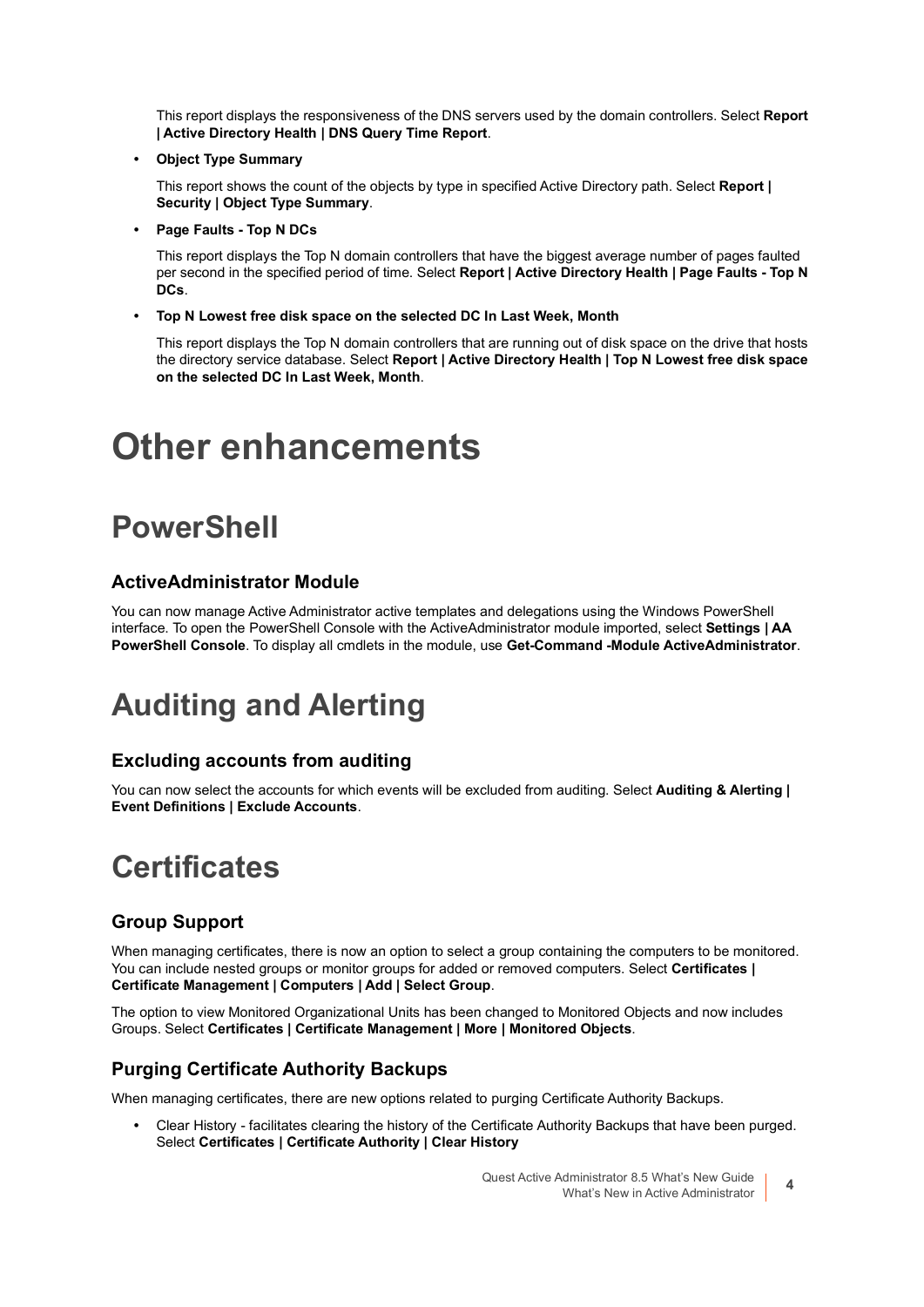This report displays the responsiveness of the DNS servers used by the domain controllers. Select **Report | Active Directory Health | DNS Query Time Report**.

- **Object Type Summary**

  This report shows the count of the objects by type in specified Active Directory path. Select **Report | Security | Object Type Summary**.

- **Page Faults - Top N DCs**

  This report displays the Top N domain controllers that have the biggest average number of pages faulted per second in the specified period of time. Select **Report | Active Directory Health | Page Faults - Top N DCs**.

- **Top N Lowest free disk space on the selected DC In Last Week, Month**

  This report displays the Top N domain controllers that are running out of disk space on the drive that hosts the directory service database. Select **Report | Active Directory Health | Top N Lowest free disk space on the selected DC In Last Week, Month**.

# Other enhancements

# PowerShell

### ActiveAdministrator Module

You can now manage Active Administrator active templates and delegations using the Windows PowerShell interface. To open the PowerShell Console with the ActiveAdministrator module imported, select **Settings | AA PowerShell Console**. To display all cmdlets in the module, use **Get-Command -Module ActiveAdministrator**.

# Auditing and Alerting

### Excluding accounts from auditing

You can now select the accounts for which events will be excluded from auditing. Select **Auditing & Alerting | Event Definitions | Exclude Accounts**.

# Certificates

### Group Support

When managing certificates, there is now an option to select a group containing the computers to be monitored. You can include nested groups or monitor groups for added or removed computers. Select **Certificates | Certificate Management | Computers | Add | Select Group**.

The option to view Monitored Organizational Units has been changed to Monitored Objects and now includes Groups. Select **Certificates | Certificate Management | More | Monitored Objects**.

### Purging Certificate Authority Backups

When managing certificates, there are new options related to purging Certificate Authority Backups.

- Clear History - facilitates clearing the history of the Certificate Authority Backups that have been purged. Select **Certificates | Certificate Authority | Clear History**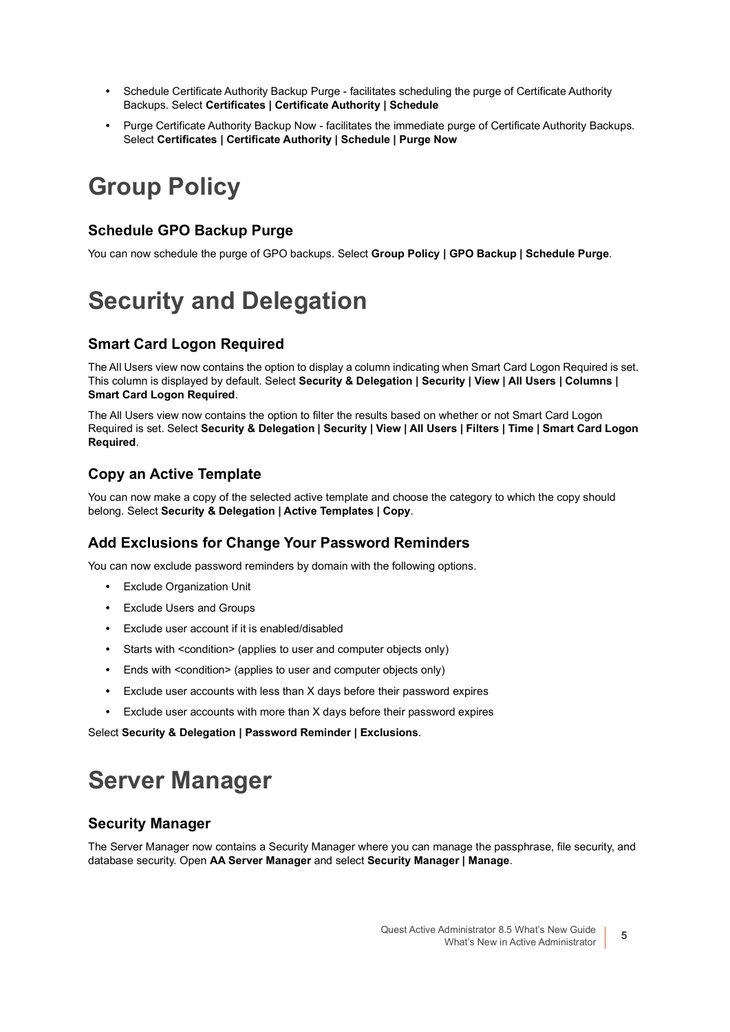- Schedule Certificate Authority Backup Purge - facilitates scheduling the purge of Certificate Authority Backups. Select **Certificates | Certificate Authority | Schedule**
- Purge Certificate Authority Backup Now - facilitates the immediate purge of Certificate Authority Backups. Select **Certificates | Certificate Authority | Schedule | Purge Now**

# Group Policy

### Schedule GPO Backup Purge

You can now schedule the purge of GPO backups. Select **Group Policy | GPO Backup | Schedule Purge**.

# Security and Delegation

### Smart Card Logon Required

The All Users view now contains the option to display a column indicating when Smart Card Logon Required is set. This column is displayed by default. Select **Security & Delegation | Security | View | All Users | Columns | Smart Card Logon Required**.

The All Users view now contains the option to filter the results based on whether or not Smart Card Logon Required is set. Select **Security & Delegation | Security | View | All Users | Filters | Time | Smart Card Logon Required**.

### Copy an Active Template

You can now make a copy of the selected active template and choose the category to which the copy should belong. Select **Security & Delegation | Active Templates | Copy**.

### Add Exclusions for Change Your Password Reminders

You can now exclude password reminders by domain with the following options.

- Exclude Organization Unit
- Exclude Users and Groups
- Exclude user account if it is enabled/disabled
- Starts with <condition> (applies to user and computer objects only)
- Ends with <condition> (applies to user and computer objects only)
- Exclude user accounts with less than X days before their password expires
- Exclude user accounts with more than X days before their password expires

Select **Security & Delegation | Password Reminder | Exclusions**.

# Server Manager

### Security Manager

The Server Manager now contains a Security Manager where you can manage the passphrase, file security, and database security. Open **AA Server Manager** and select **Security Manager | Manage**.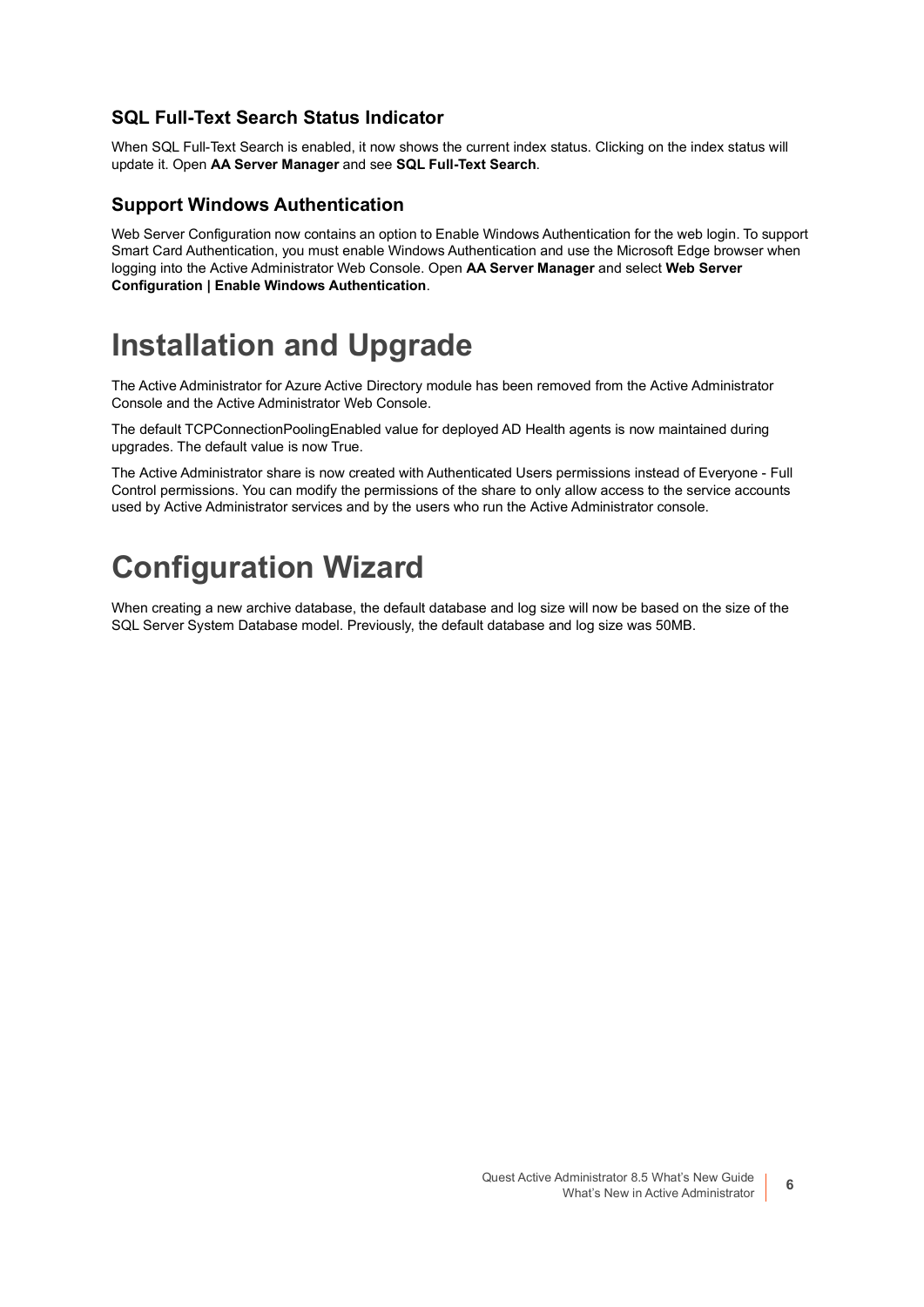### SQL Full-Text Search Status Indicator

When SQL Full-Text Search is enabled, it now shows the current index status. Clicking on the index status will update it. Open **AA Server Manager** and see **SQL Full-Text Search**.

### Support Windows Authentication

Web Server Configuration now contains an option to Enable Windows Authentication for the web login. To support Smart Card Authentication, you must enable Windows Authentication and use the Microsoft Edge browser when logging into the Active Administrator Web Console. Open **AA Server Manager** and select **Web Server Configuration | Enable Windows Authentication**.

# Installation and Upgrade

The Active Administrator for Azure Active Directory module has been removed from the Active Administrator Console and the Active Administrator Web Console.

The default TCPConnectionPoolingEnabled value for deployed AD Health agents is now maintained during upgrades. The default value is now True.

The Active Administrator share is now created with Authenticated Users permissions instead of Everyone - Full Control permissions. You can modify the permissions of the share to only allow access to the service accounts used by Active Administrator services and by the users who run the Active Administrator console.

# Configuration Wizard

When creating a new archive database, the default database and log size will now be based on the size of the SQL Server System Database model. Previously, the default database and log size was 50MB.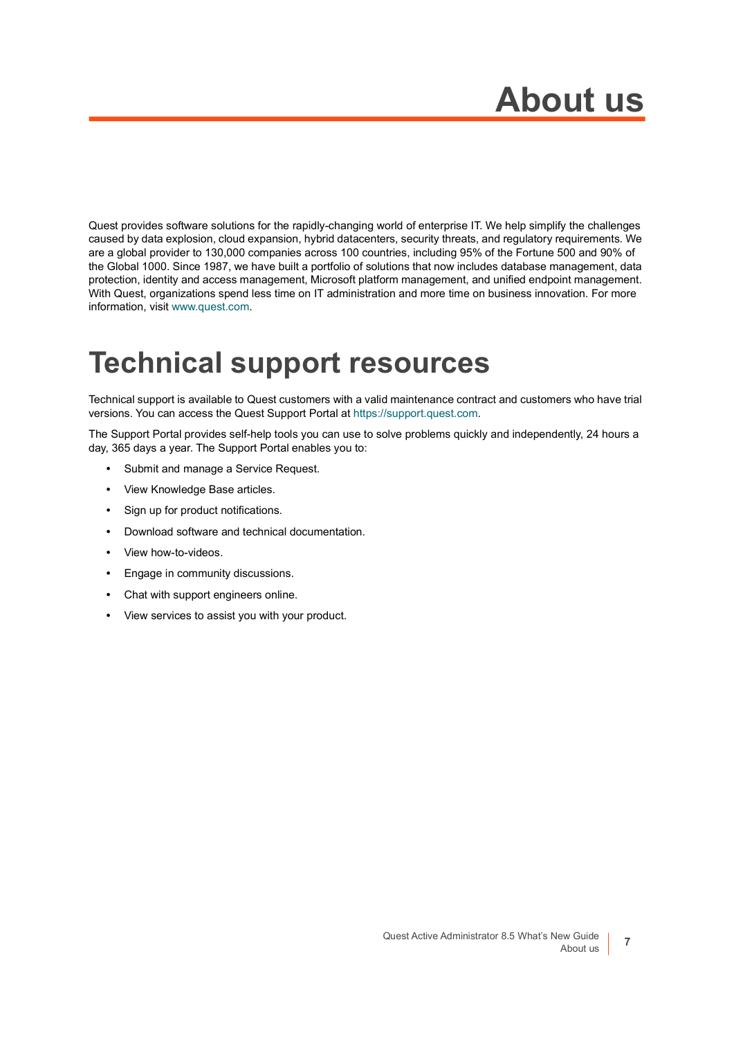# About us

Quest provides software solutions for the rapidly-changing world of enterprise IT. We help simplify the challenges caused by data explosion, cloud expansion, hybrid datacenters, security threats, and regulatory requirements. We are a global provider to 130,000 companies across 100 countries, including 95% of the Fortune 500 and 90% of the Global 1000. Since 1987, we have built a portfolio of solutions that now includes database management, data protection, identity and access management, Microsoft platform management, and unified endpoint management. With Quest, organizations spend less time on IT administration and more time on business innovation. For more information, visit www.quest.com.

# Technical support resources

Technical support is available to Quest customers with a valid maintenance contract and customers who have trial versions. You can access the Quest Support Portal at https://support.quest.com.

The Support Portal provides self-help tools you can use to solve problems quickly and independently, 24 hours a day, 365 days a year. The Support Portal enables you to:

- Submit and manage a Service Request.
- View Knowledge Base articles.
- Sign up for product notifications.
- Download software and technical documentation.
- View how-to-videos.
- Engage in community discussions.
- Chat with support engineers online.
- View services to assist you with your product.